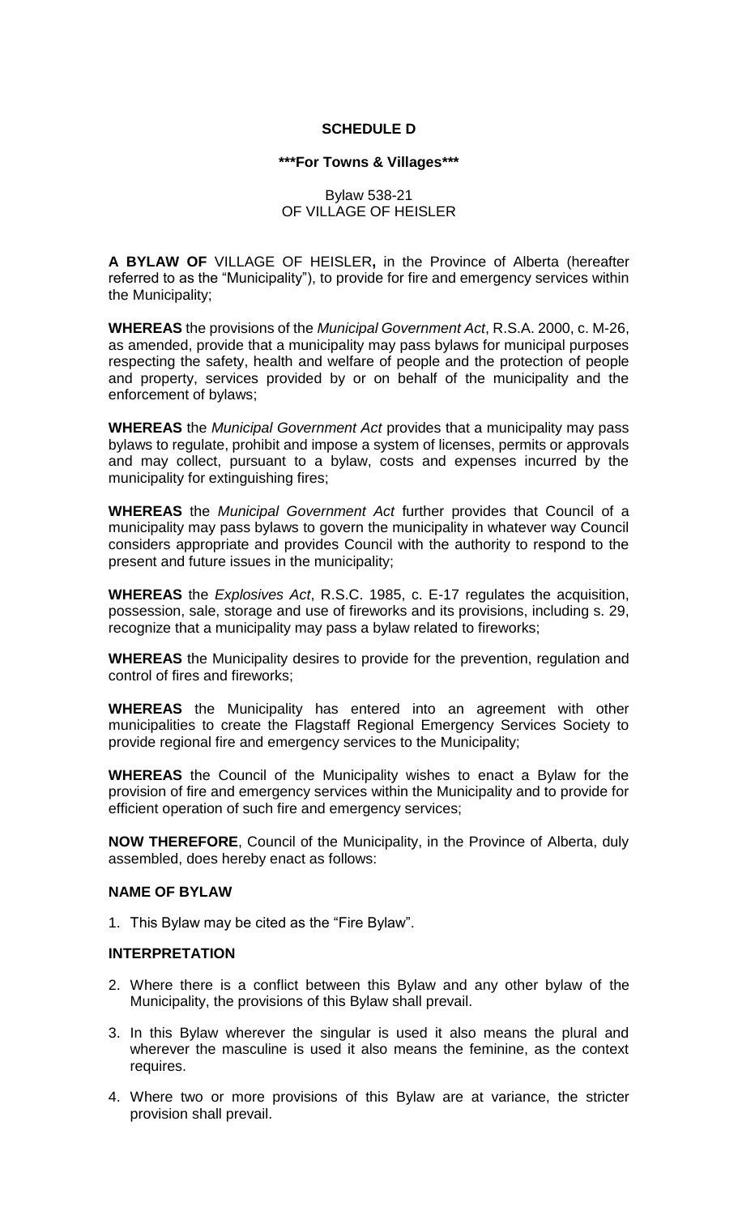**SCHEDULE D**

**\*\*\*For Towns & Villages\*\*\***

Bylaw 538-21
OF VILLAGE OF HEISLER

**A BYLAW OF** VILLAGE OF HEISLER**,** in the Province of Alberta (hereafter referred to as the "Municipality"), to provide for fire and emergency services within the Municipality;

**WHEREAS** the provisions of the *Municipal Government Act*, R.S.A. 2000, c. M-26, as amended, provide that a municipality may pass bylaws for municipal purposes respecting the safety, health and welfare of people and the protection of people and property, services provided by or on behalf of the municipality and the enforcement of bylaws;

**WHEREAS** the *Municipal Government Act* provides that a municipality may pass bylaws to regulate, prohibit and impose a system of licenses, permits or approvals and may collect, pursuant to a bylaw, costs and expenses incurred by the municipality for extinguishing fires;

**WHEREAS** the *Municipal Government Act* further provides that Council of a municipality may pass bylaws to govern the municipality in whatever way Council considers appropriate and provides Council with the authority to respond to the present and future issues in the municipality;

**WHEREAS** the *Explosives Act*, R.S.C. 1985, c. E-17 regulates the acquisition, possession, sale, storage and use of fireworks and its provisions, including s. 29, recognize that a municipality may pass a bylaw related to fireworks;

**WHEREAS** the Municipality desires to provide for the prevention, regulation and control of fires and fireworks;

**WHEREAS** the Municipality has entered into an agreement with other municipalities to create the Flagstaff Regional Emergency Services Society to provide regional fire and emergency services to the Municipality;

**WHEREAS** the Council of the Municipality wishes to enact a Bylaw for the provision of fire and emergency services within the Municipality and to provide for efficient operation of such fire and emergency services;

**NOW THEREFORE**, Council of the Municipality, in the Province of Alberta, duly assembled, does hereby enact as follows:

**NAME OF BYLAW**

1. This Bylaw may be cited as the "Fire Bylaw".

**INTERPRETATION**

2. Where there is a conflict between this Bylaw and any other bylaw of the Municipality, the provisions of this Bylaw shall prevail.
3. In this Bylaw wherever the singular is used it also means the plural and wherever the masculine is used it also means the feminine, as the context requires.
4. Where two or more provisions of this Bylaw are at variance, the stricter provision shall prevail.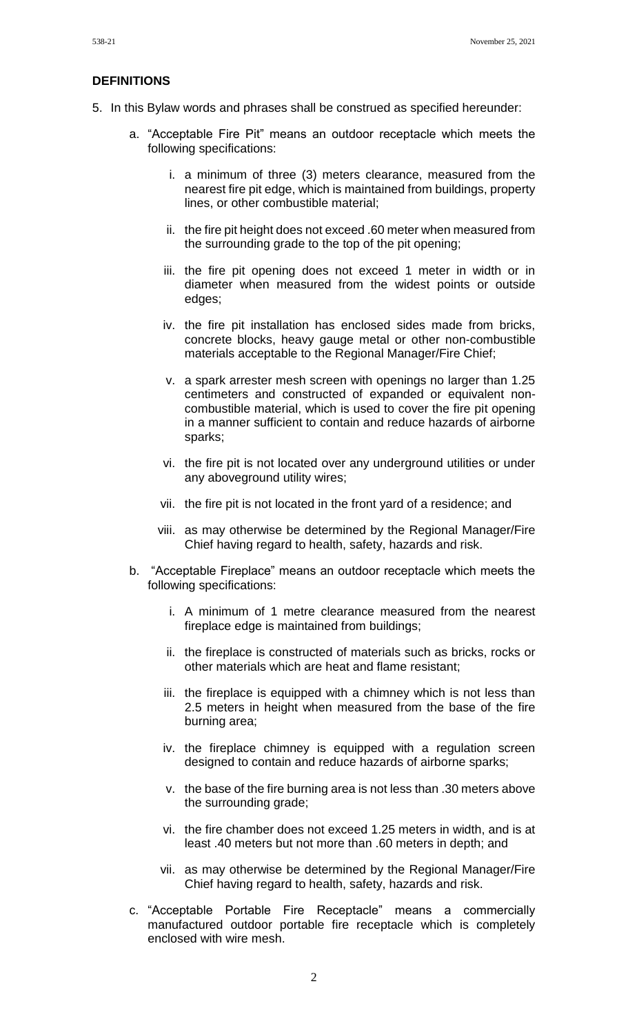## DEFINITIONS

5. In this Bylaw words and phrases shall be construed as specified hereunder:

   a. "Acceptable Fire Pit" means an outdoor receptacle which meets the following specifications:

      i. a minimum of three (3) meters clearance, measured from the nearest fire pit edge, which is maintained from buildings, property lines, or other combustible material;

      ii. the fire pit height does not exceed .60 meter when measured from the surrounding grade to the top of the pit opening;

      iii. the fire pit opening does not exceed 1 meter in width or in diameter when measured from the widest points or outside edges;

      iv. the fire pit installation has enclosed sides made from bricks, concrete blocks, heavy gauge metal or other non-combustible materials acceptable to the Regional Manager/Fire Chief;

      v. a spark arrester mesh screen with openings no larger than 1.25 centimeters and constructed of expanded or equivalent non-combustible material, which is used to cover the fire pit opening in a manner sufficient to contain and reduce hazards of airborne sparks;

      vi. the fire pit is not located over any underground utilities or under any aboveground utility wires;

      vii. the fire pit is not located in the front yard of a residence; and

      viii. as may otherwise be determined by the Regional Manager/Fire Chief having regard to health, safety, hazards and risk.

   b. "Acceptable Fireplace" means an outdoor receptacle which meets the following specifications:

      i. A minimum of 1 metre clearance measured from the nearest fireplace edge is maintained from buildings;

      ii. the fireplace is constructed of materials such as bricks, rocks or other materials which are heat and flame resistant;

      iii. the fireplace is equipped with a chimney which is not less than 2.5 meters in height when measured from the base of the fire burning area;

      iv. the fireplace chimney is equipped with a regulation screen designed to contain and reduce hazards of airborne sparks;

      v. the base of the fire burning area is not less than .30 meters above the surrounding grade;

      vi. the fire chamber does not exceed 1.25 meters in width, and is at least .40 meters but not more than .60 meters in depth; and

      vii. as may otherwise be determined by the Regional Manager/Fire Chief having regard to health, safety, hazards and risk.

   c. "Acceptable Portable Fire Receptacle" means a commercially manufactured outdoor portable fire receptacle which is completely enclosed with wire mesh.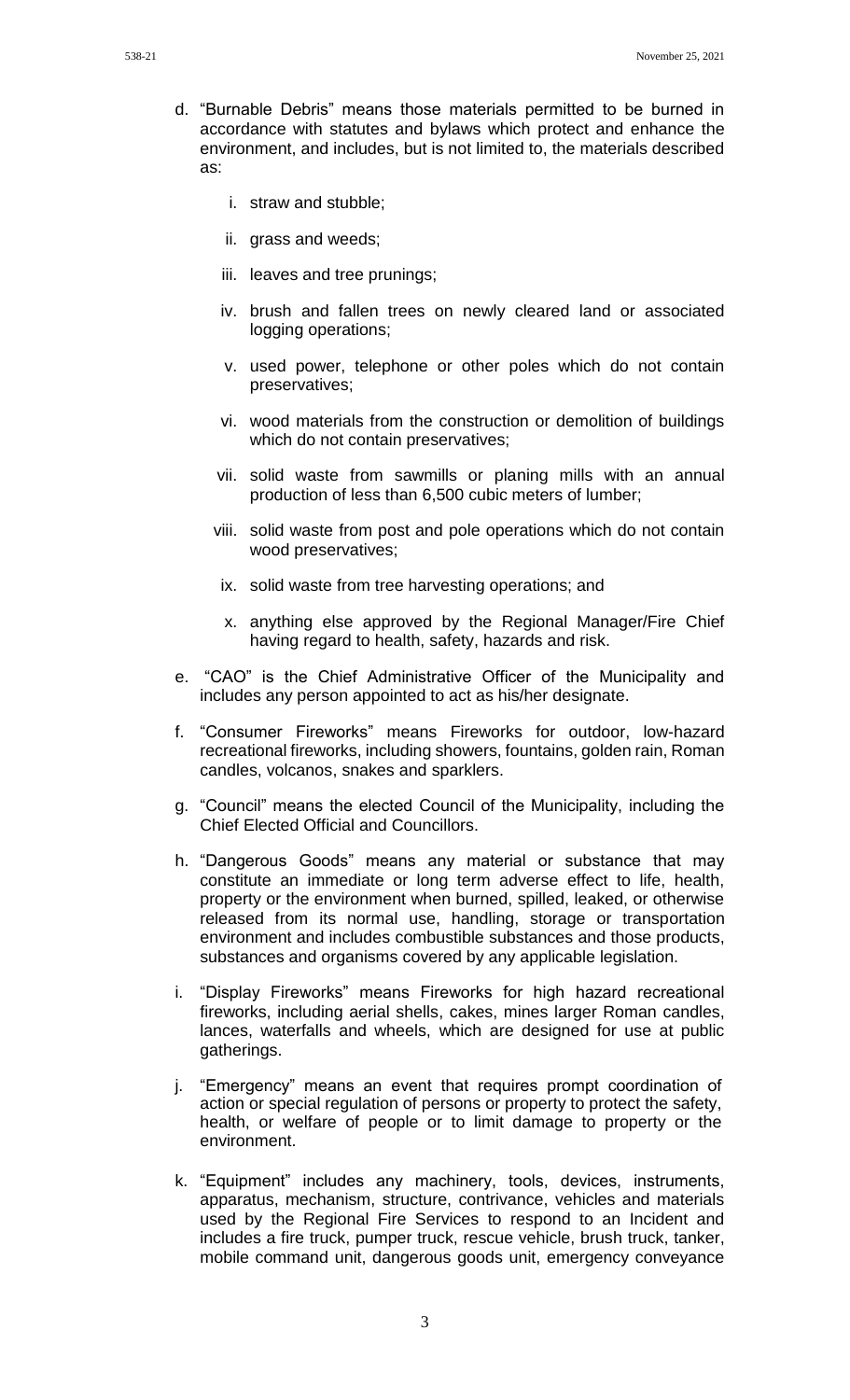d. "Burnable Debris" means those materials permitted to be burned in accordance with statutes and bylaws which protect and enhance the environment, and includes, but is not limited to, the materials described as:

    i. straw and stubble;

    ii. grass and weeds;

    iii. leaves and tree prunings;

    iv. brush and fallen trees on newly cleared land or associated logging operations;

    v. used power, telephone or other poles which do not contain preservatives;

    vi. wood materials from the construction or demolition of buildings which do not contain preservatives;

    vii. solid waste from sawmills or planing mills with an annual production of less than 6,500 cubic meters of lumber;

    viii. solid waste from post and pole operations which do not contain wood preservatives;

    ix. solid waste from tree harvesting operations; and

    x. anything else approved by the Regional Manager/Fire Chief having regard to health, safety, hazards and risk.

e. "CAO" is the Chief Administrative Officer of the Municipality and includes any person appointed to act as his/her designate.

f. "Consumer Fireworks" means Fireworks for outdoor, low-hazard recreational fireworks, including showers, fountains, golden rain, Roman candles, volcanos, snakes and sparklers.

g. "Council" means the elected Council of the Municipality, including the Chief Elected Official and Councillors.

h. "Dangerous Goods" means any material or substance that may constitute an immediate or long term adverse effect to life, health, property or the environment when burned, spilled, leaked, or otherwise released from its normal use, handling, storage or transportation environment and includes combustible substances and those products, substances and organisms covered by any applicable legislation.

i. "Display Fireworks" means Fireworks for high hazard recreational fireworks, including aerial shells, cakes, mines larger Roman candles, lances, waterfalls and wheels, which are designed for use at public gatherings.

j. "Emergency" means an event that requires prompt coordination of action or special regulation of persons or property to protect the safety, health, or welfare of people or to limit damage to property or the environment.

k. "Equipment" includes any machinery, tools, devices, instruments, apparatus, mechanism, structure, contrivance, vehicles and materials used by the Regional Fire Services to respond to an Incident and includes a fire truck, pumper truck, rescue vehicle, brush truck, tanker, mobile command unit, dangerous goods unit, emergency conveyance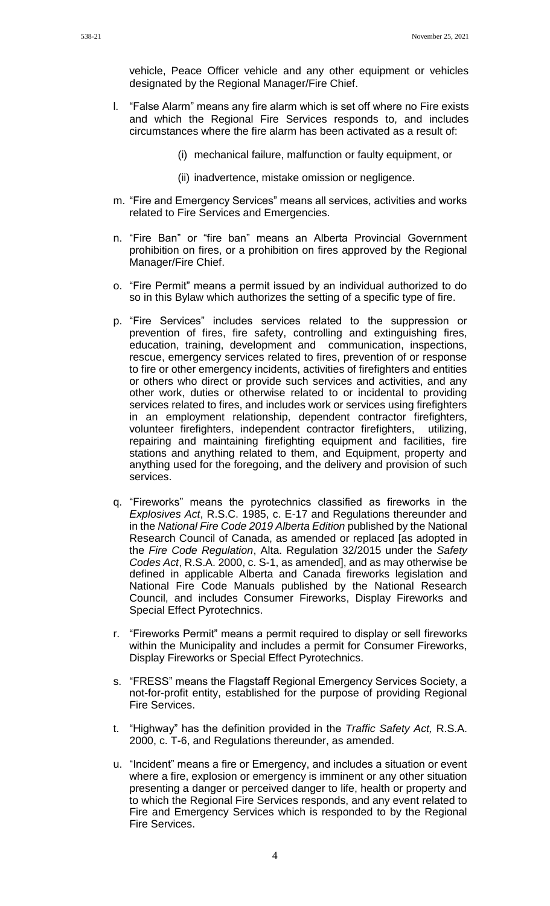vehicle, Peace Officer vehicle and any other equipment or vehicles designated by the Regional Manager/Fire Chief.

l. "False Alarm" means any fire alarm which is set off where no Fire exists and which the Regional Fire Services responds to, and includes circumstances where the fire alarm has been activated as a result of:

   (i) mechanical failure, malfunction or faulty equipment, or

   (ii) inadvertence, mistake omission or negligence.

m. "Fire and Emergency Services" means all services, activities and works related to Fire Services and Emergencies.

n. "Fire Ban" or "fire ban" means an Alberta Provincial Government prohibition on fires, or a prohibition on fires approved by the Regional Manager/Fire Chief.

o. "Fire Permit" means a permit issued by an individual authorized to do so in this Bylaw which authorizes the setting of a specific type of fire.

p. "Fire Services" includes services related to the suppression or prevention of fires, fire safety, controlling and extinguishing fires, education, training, development and communication, inspections, rescue, emergency services related to fires, prevention of or response to fire or other emergency incidents, activities of firefighters and entities or others who direct or provide such services and activities, and any other work, duties or otherwise related to or incidental to providing services related to fires, and includes work or services using firefighters in an employment relationship, dependent contractor firefighters, volunteer firefighters, independent contractor firefighters, utilizing, repairing and maintaining firefighting equipment and facilities, fire stations and anything related to them, and Equipment, property and anything used for the foregoing, and the delivery and provision of such services.

q. "Fireworks" means the pyrotechnics classified as fireworks in the *Explosives Act*, R.S.C. 1985, c. E-17 and Regulations thereunder and in the *National Fire Code 2019 Alberta Edition* published by the National Research Council of Canada, as amended or replaced [as adopted in the *Fire Code Regulation*, Alta. Regulation 32/2015 under the *Safety Codes Act*, R.S.A. 2000, c. S-1, as amended], and as may otherwise be defined in applicable Alberta and Canada fireworks legislation and National Fire Code Manuals published by the National Research Council, and includes Consumer Fireworks, Display Fireworks and Special Effect Pyrotechnics.

r. "Fireworks Permit" means a permit required to display or sell fireworks within the Municipality and includes a permit for Consumer Fireworks, Display Fireworks or Special Effect Pyrotechnics.

s. "FRESS" means the Flagstaff Regional Emergency Services Society, a not-for-profit entity, established for the purpose of providing Regional Fire Services.

t. "Highway" has the definition provided in the *Traffic Safety Act,* R.S.A. 2000, c. T-6, and Regulations thereunder, as amended.

u. "Incident" means a fire or Emergency, and includes a situation or event where a fire, explosion or emergency is imminent or any other situation presenting a danger or perceived danger to life, health or property and to which the Regional Fire Services responds, and any event related to Fire and Emergency Services which is responded to by the Regional Fire Services.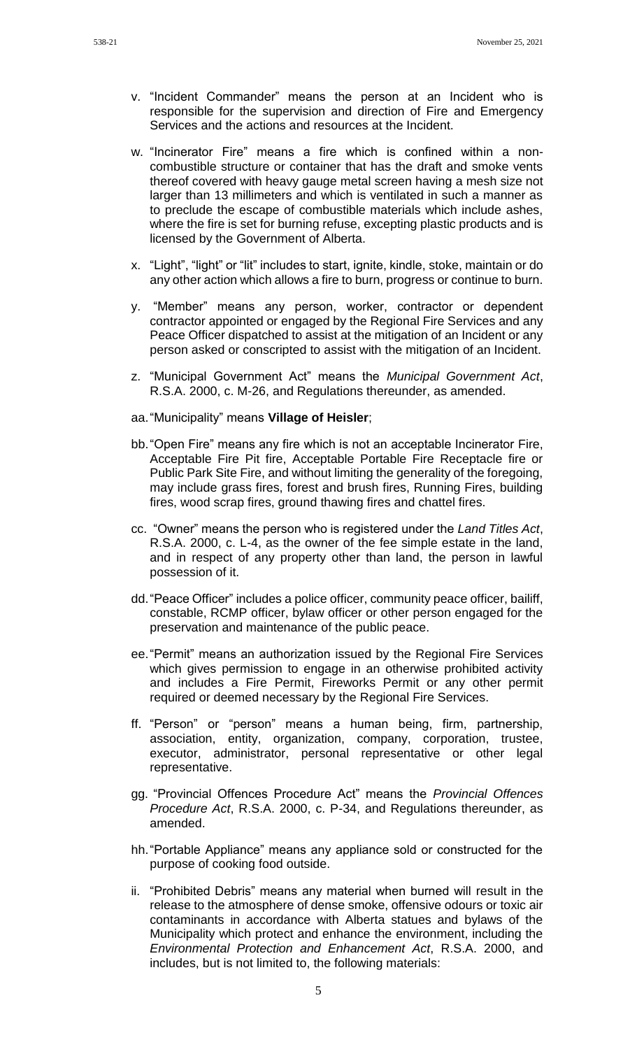v. "Incident Commander" means the person at an Incident who is responsible for the supervision and direction of Fire and Emergency Services and the actions and resources at the Incident.

w. "Incinerator Fire" means a fire which is confined within a non-combustible structure or container that has the draft and smoke vents thereof covered with heavy gauge metal screen having a mesh size not larger than 13 millimeters and which is ventilated in such a manner as to preclude the escape of combustible materials which include ashes, where the fire is set for burning refuse, excepting plastic products and is licensed by the Government of Alberta.

x. "Light", "light" or "lit" includes to start, ignite, kindle, stoke, maintain or do any other action which allows a fire to burn, progress or continue to burn.

y. "Member" means any person, worker, contractor or dependent contractor appointed or engaged by the Regional Fire Services and any Peace Officer dispatched to assist at the mitigation of an Incident or any person asked or conscripted to assist with the mitigation of an Incident.

z. "Municipal Government Act" means the *Municipal Government Act*, R.S.A. 2000, c. M-26, and Regulations thereunder, as amended.

aa. "Municipality" means **Village of Heisler**;

bb. "Open Fire" means any fire which is not an acceptable Incinerator Fire, Acceptable Fire Pit fire, Acceptable Portable Fire Receptacle fire or Public Park Site Fire, and without limiting the generality of the foregoing, may include grass fires, forest and brush fires, Running Fires, building fires, wood scrap fires, ground thawing fires and chattel fires.

cc. "Owner" means the person who is registered under the *Land Titles Act*, R.S.A. 2000, c. L-4, as the owner of the fee simple estate in the land, and in respect of any property other than land, the person in lawful possession of it.

dd. "Peace Officer" includes a police officer, community peace officer, bailiff, constable, RCMP officer, bylaw officer or other person engaged for the preservation and maintenance of the public peace.

ee. "Permit" means an authorization issued by the Regional Fire Services which gives permission to engage in an otherwise prohibited activity and includes a Fire Permit, Fireworks Permit or any other permit required or deemed necessary by the Regional Fire Services.

ff. "Person" or "person" means a human being, firm, partnership, association, entity, organization, company, corporation, trustee, executor, administrator, personal representative or other legal representative.

gg. "Provincial Offences Procedure Act" means the *Provincial Offences Procedure Act*, R.S.A. 2000, c. P-34, and Regulations thereunder, as amended.

hh. "Portable Appliance" means any appliance sold or constructed for the purpose of cooking food outside.

ii. "Prohibited Debris" means any material when burned will result in the release to the atmosphere of dense smoke, offensive odours or toxic air contaminants in accordance with Alberta statues and bylaws of the Municipality which protect and enhance the environment, including the *Environmental Protection and Enhancement Act*, R.S.A. 2000, and includes, but is not limited to, the following materials: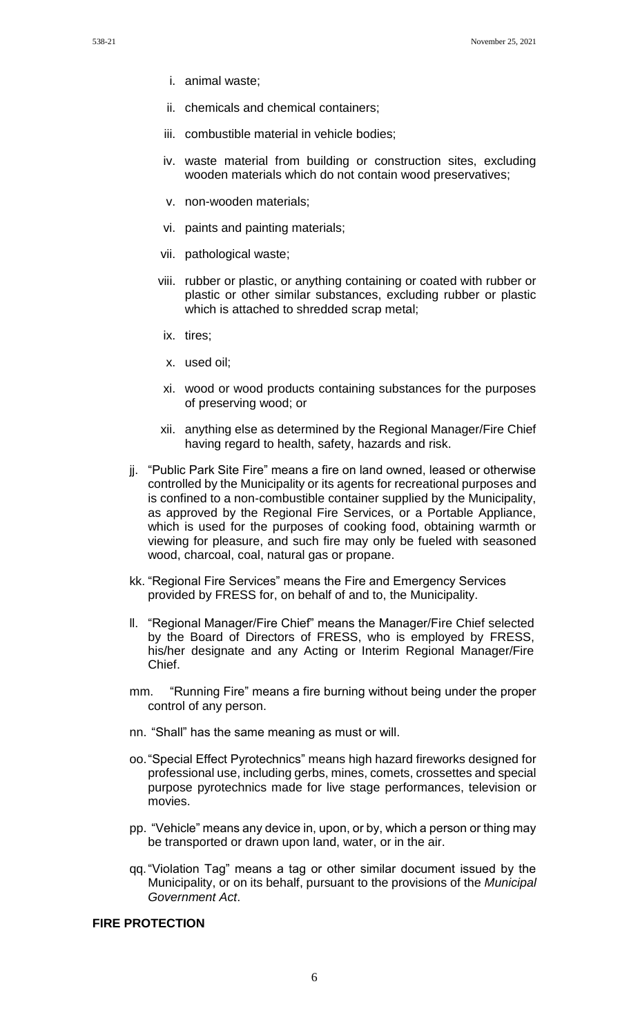i. animal waste;

ii. chemicals and chemical containers;

iii. combustible material in vehicle bodies;

iv. waste material from building or construction sites, excluding wooden materials which do not contain wood preservatives;

v. non-wooden materials;

vi. paints and painting materials;

vii. pathological waste;

viii. rubber or plastic, or anything containing or coated with rubber or plastic or other similar substances, excluding rubber or plastic which is attached to shredded scrap metal;

ix. tires;

x. used oil;

xi. wood or wood products containing substances for the purposes of preserving wood; or

xii. anything else as determined by the Regional Manager/Fire Chief having regard to health, safety, hazards and risk.

jj. "Public Park Site Fire" means a fire on land owned, leased or otherwise controlled by the Municipality or its agents for recreational purposes and is confined to a non-combustible container supplied by the Municipality, as approved by the Regional Fire Services, or a Portable Appliance, which is used for the purposes of cooking food, obtaining warmth or viewing for pleasure, and such fire may only be fueled with seasoned wood, charcoal, coal, natural gas or propane.

kk. "Regional Fire Services" means the Fire and Emergency Services provided by FRESS for, on behalf of and to, the Municipality.

ll. "Regional Manager/Fire Chief" means the Manager/Fire Chief selected by the Board of Directors of FRESS, who is employed by FRESS, his/her designate and any Acting or Interim Regional Manager/Fire Chief.

mm. "Running Fire" means a fire burning without being under the proper control of any person.

nn. "Shall" has the same meaning as must or will.

oo. "Special Effect Pyrotechnics" means high hazard fireworks designed for professional use, including gerbs, mines, comets, crossettes and special purpose pyrotechnics made for live stage performances, television or movies.

pp. "Vehicle" means any device in, upon, or by, which a person or thing may be transported or drawn upon land, water, or in the air.

qq. "Violation Tag" means a tag or other similar document issued by the Municipality, or on its behalf, pursuant to the provisions of the *Municipal Government Act*.

**FIRE PROTECTION**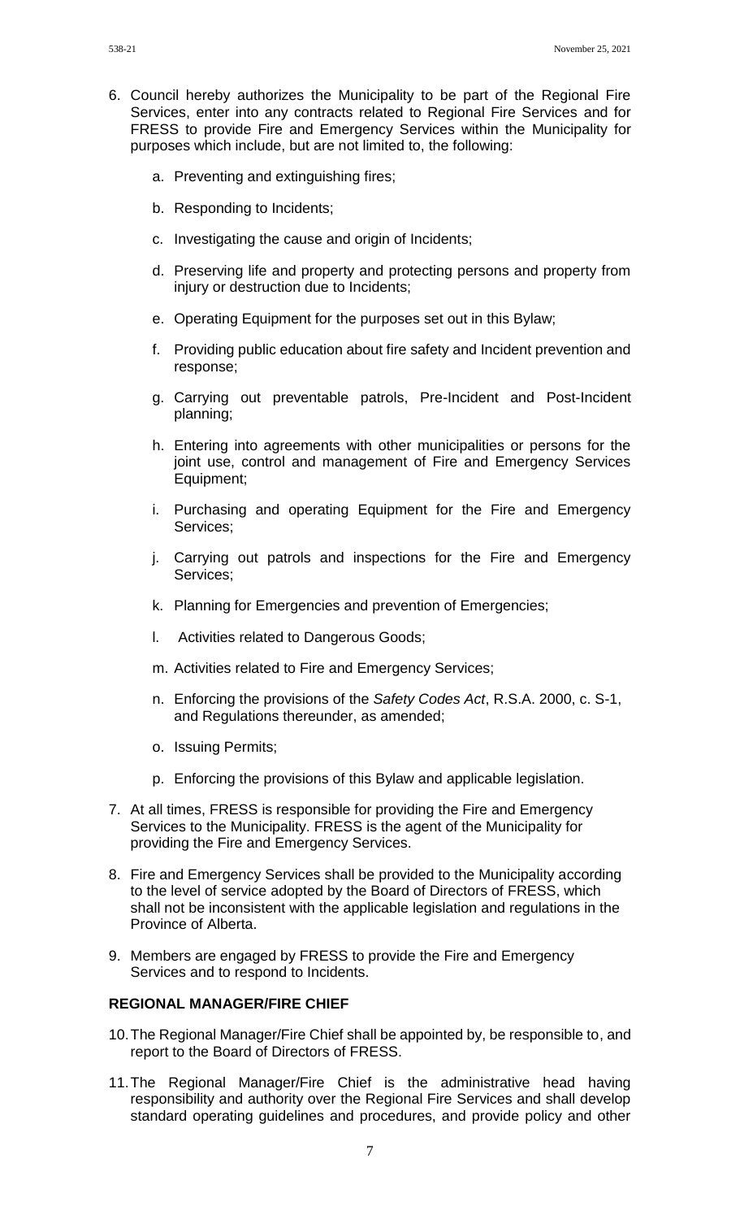6. Council hereby authorizes the Municipality to be part of the Regional Fire Services, enter into any contracts related to Regional Fire Services and for FRESS to provide Fire and Emergency Services within the Municipality for purposes which include, but are not limited to, the following:

   a. Preventing and extinguishing fires;

   b. Responding to Incidents;

   c. Investigating the cause and origin of Incidents;

   d. Preserving life and property and protecting persons and property from injury or destruction due to Incidents;

   e. Operating Equipment for the purposes set out in this Bylaw;

   f. Providing public education about fire safety and Incident prevention and response;

   g. Carrying out preventable patrols, Pre-Incident and Post-Incident planning;

   h. Entering into agreements with other municipalities or persons for the joint use, control and management of Fire and Emergency Services Equipment;

   i. Purchasing and operating Equipment for the Fire and Emergency Services;

   j. Carrying out patrols and inspections for the Fire and Emergency Services;

   k. Planning for Emergencies and prevention of Emergencies;

   l. Activities related to Dangerous Goods;

   m. Activities related to Fire and Emergency Services;

   n. Enforcing the provisions of the *Safety Codes Act*, R.S.A. 2000, c. S-1, and Regulations thereunder, as amended;

   o. Issuing Permits;

   p. Enforcing the provisions of this Bylaw and applicable legislation.

7. At all times, FRESS is responsible for providing the Fire and Emergency Services to the Municipality. FRESS is the agent of the Municipality for providing the Fire and Emergency Services.

8. Fire and Emergency Services shall be provided to the Municipality according to the level of service adopted by the Board of Directors of FRESS, which shall not be inconsistent with the applicable legislation and regulations in the Province of Alberta.

9. Members are engaged by FRESS to provide the Fire and Emergency Services and to respond to Incidents.

**REGIONAL MANAGER/FIRE CHIEF**

10. The Regional Manager/Fire Chief shall be appointed by, be responsible to, and report to the Board of Directors of FRESS.

11. The Regional Manager/Fire Chief is the administrative head having responsibility and authority over the Regional Fire Services and shall develop standard operating guidelines and procedures, and provide policy and other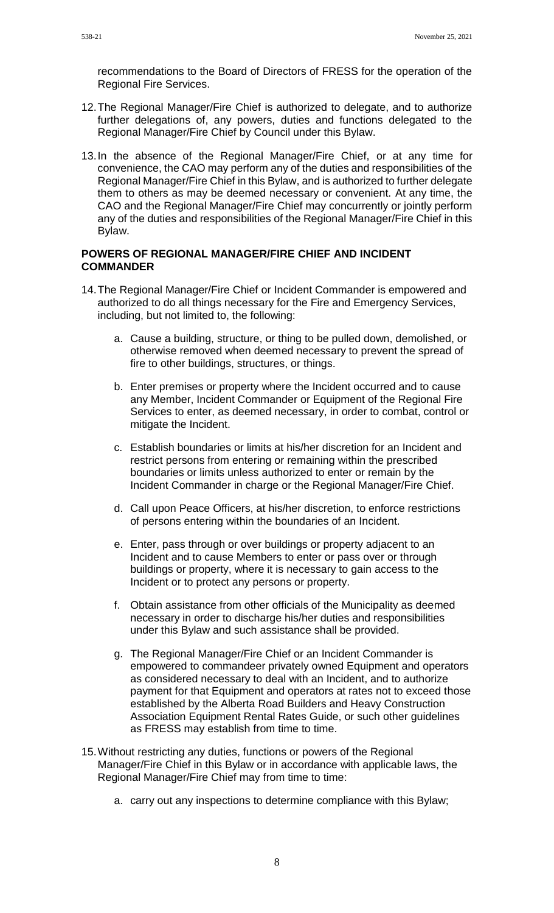recommendations to the Board of Directors of FRESS for the operation of the Regional Fire Services.

12. The Regional Manager/Fire Chief is authorized to delegate, and to authorize further delegations of, any powers, duties and functions delegated to the Regional Manager/Fire Chief by Council under this Bylaw.

13. In the absence of the Regional Manager/Fire Chief, or at any time for convenience, the CAO may perform any of the duties and responsibilities of the Regional Manager/Fire Chief in this Bylaw, and is authorized to further delegate them to others as may be deemed necessary or convenient. At any time, the CAO and the Regional Manager/Fire Chief may concurrently or jointly perform any of the duties and responsibilities of the Regional Manager/Fire Chief in this Bylaw.

**POWERS OF REGIONAL MANAGER/FIRE CHIEF AND INCIDENT COMMANDER**

14. The Regional Manager/Fire Chief or Incident Commander is empowered and authorized to do all things necessary for the Fire and Emergency Services, including, but not limited to, the following:

    a. Cause a building, structure, or thing to be pulled down, demolished, or otherwise removed when deemed necessary to prevent the spread of fire to other buildings, structures, or things.

    b. Enter premises or property where the Incident occurred and to cause any Member, Incident Commander or Equipment of the Regional Fire Services to enter, as deemed necessary, in order to combat, control or mitigate the Incident.

    c. Establish boundaries or limits at his/her discretion for an Incident and restrict persons from entering or remaining within the prescribed boundaries or limits unless authorized to enter or remain by the Incident Commander in charge or the Regional Manager/Fire Chief.

    d. Call upon Peace Officers, at his/her discretion, to enforce restrictions of persons entering within the boundaries of an Incident.

    e. Enter, pass through or over buildings or property adjacent to an Incident and to cause Members to enter or pass over or through buildings or property, where it is necessary to gain access to the Incident or to protect any persons or property.

    f. Obtain assistance from other officials of the Municipality as deemed necessary in order to discharge his/her duties and responsibilities under this Bylaw and such assistance shall be provided.

    g. The Regional Manager/Fire Chief or an Incident Commander is empowered to commandeer privately owned Equipment and operators as considered necessary to deal with an Incident, and to authorize payment for that Equipment and operators at rates not to exceed those established by the Alberta Road Builders and Heavy Construction Association Equipment Rental Rates Guide, or such other guidelines as FRESS may establish from time to time.

15. Without restricting any duties, functions or powers of the Regional Manager/Fire Chief in this Bylaw or in accordance with applicable laws, the Regional Manager/Fire Chief may from time to time:

    a. carry out any inspections to determine compliance with this Bylaw;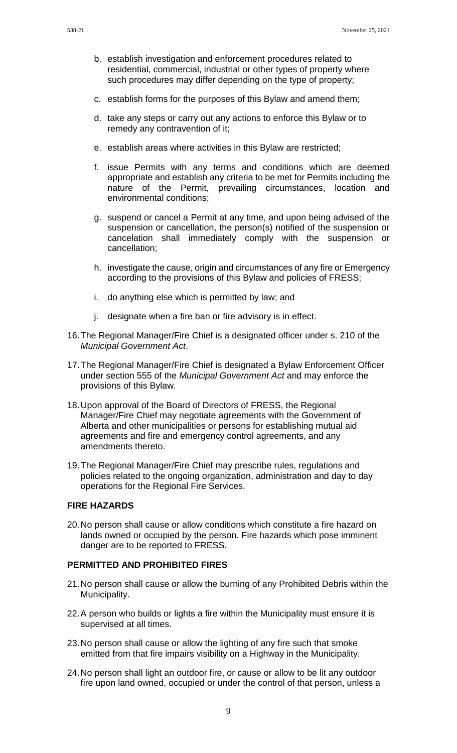b. establish investigation and enforcement procedures related to residential, commercial, industrial or other types of property where such procedures may differ depending on the type of property;

c. establish forms for the purposes of this Bylaw and amend them;

d. take any steps or carry out any actions to enforce this Bylaw or to remedy any contravention of it;

e. establish areas where activities in this Bylaw are restricted;

f. issue Permits with any terms and conditions which are deemed appropriate and establish any criteria to be met for Permits including the nature of the Permit, prevailing circumstances, location and environmental conditions;

g. suspend or cancel a Permit at any time, and upon being advised of the suspension or cancellation, the person(s) notified of the suspension or cancelation shall immediately comply with the suspension or cancellation;

h. investigate the cause, origin and circumstances of any fire or Emergency according to the provisions of this Bylaw and policies of FRESS;

i. do anything else which is permitted by law; and

j. designate when a fire ban or fire advisory is in effect.

16. The Regional Manager/Fire Chief is a designated officer under s. 210 of the *Municipal Government Act*.

17. The Regional Manager/Fire Chief is designated a Bylaw Enforcement Officer under section 555 of the *Municipal Government Act* and may enforce the provisions of this Bylaw.

18. Upon approval of the Board of Directors of FRESS, the Regional Manager/Fire Chief may negotiate agreements with the Government of Alberta and other municipalities or persons for establishing mutual aid agreements and fire and emergency control agreements, and any amendments thereto.

19. The Regional Manager/Fire Chief may prescribe rules, regulations and policies related to the ongoing organization, administration and day to day operations for the Regional Fire Services.

**FIRE HAZARDS**

20. No person shall cause or allow conditions which constitute a fire hazard on lands owned or occupied by the person. Fire hazards which pose imminent danger are to be reported to FRESS.

**PERMITTED AND PROHIBITED FIRES**

21. No person shall cause or allow the burning of any Prohibited Debris within the Municipality.

22. A person who builds or lights a fire within the Municipality must ensure it is supervised at all times.

23. No person shall cause or allow the lighting of any fire such that smoke emitted from that fire impairs visibility on a Highway in the Municipality.

24. No person shall light an outdoor fire, or cause or allow to be lit any outdoor fire upon land owned, occupied or under the control of that person, unless a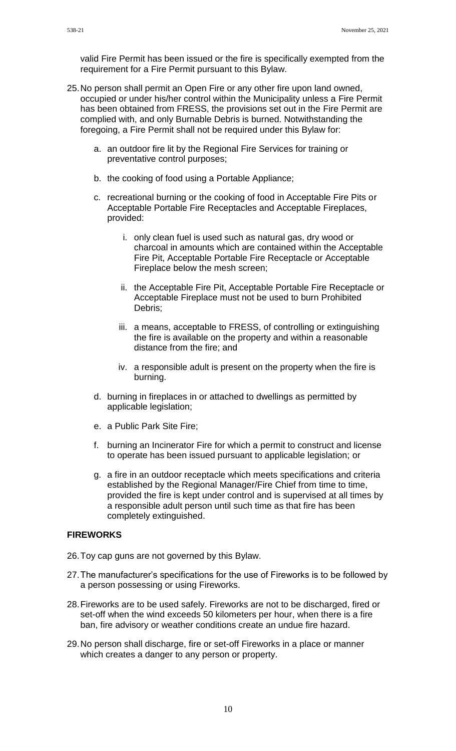valid Fire Permit has been issued or the fire is specifically exempted from the requirement for a Fire Permit pursuant to this Bylaw.

25. No person shall permit an Open Fire or any other fire upon land owned, occupied or under his/her control within the Municipality unless a Fire Permit has been obtained from FRESS, the provisions set out in the Fire Permit are complied with, and only Burnable Debris is burned. Notwithstanding the foregoing, a Fire Permit shall not be required under this Bylaw for:

    a. an outdoor fire lit by the Regional Fire Services for training or preventative control purposes;

    b. the cooking of food using a Portable Appliance;

    c. recreational burning or the cooking of food in Acceptable Fire Pits or Acceptable Portable Fire Receptacles and Acceptable Fireplaces, provided:

        i. only clean fuel is used such as natural gas, dry wood or charcoal in amounts which are contained within the Acceptable Fire Pit, Acceptable Portable Fire Receptacle or Acceptable Fireplace below the mesh screen;

        ii. the Acceptable Fire Pit, Acceptable Portable Fire Receptacle or Acceptable Fireplace must not be used to burn Prohibited Debris;

        iii. a means, acceptable to FRESS, of controlling or extinguishing the fire is available on the property and within a reasonable distance from the fire; and

        iv. a responsible adult is present on the property when the fire is burning.

    d. burning in fireplaces in or attached to dwellings as permitted by applicable legislation;

    e. a Public Park Site Fire;

    f. burning an Incinerator Fire for which a permit to construct and license to operate has been issued pursuant to applicable legislation; or

    g. a fire in an outdoor receptacle which meets specifications and criteria established by the Regional Manager/Fire Chief from time to time, provided the fire is kept under control and is supervised at all times by a responsible adult person until such time as that fire has been completely extinguished.

**FIREWORKS**

26. Toy cap guns are not governed by this Bylaw.

27. The manufacturer's specifications for the use of Fireworks is to be followed by a person possessing or using Fireworks.

28. Fireworks are to be used safely. Fireworks are not to be discharged, fired or set-off when the wind exceeds 50 kilometers per hour, when there is a fire ban, fire advisory or weather conditions create an undue fire hazard.

29. No person shall discharge, fire or set-off Fireworks in a place or manner which creates a danger to any person or property.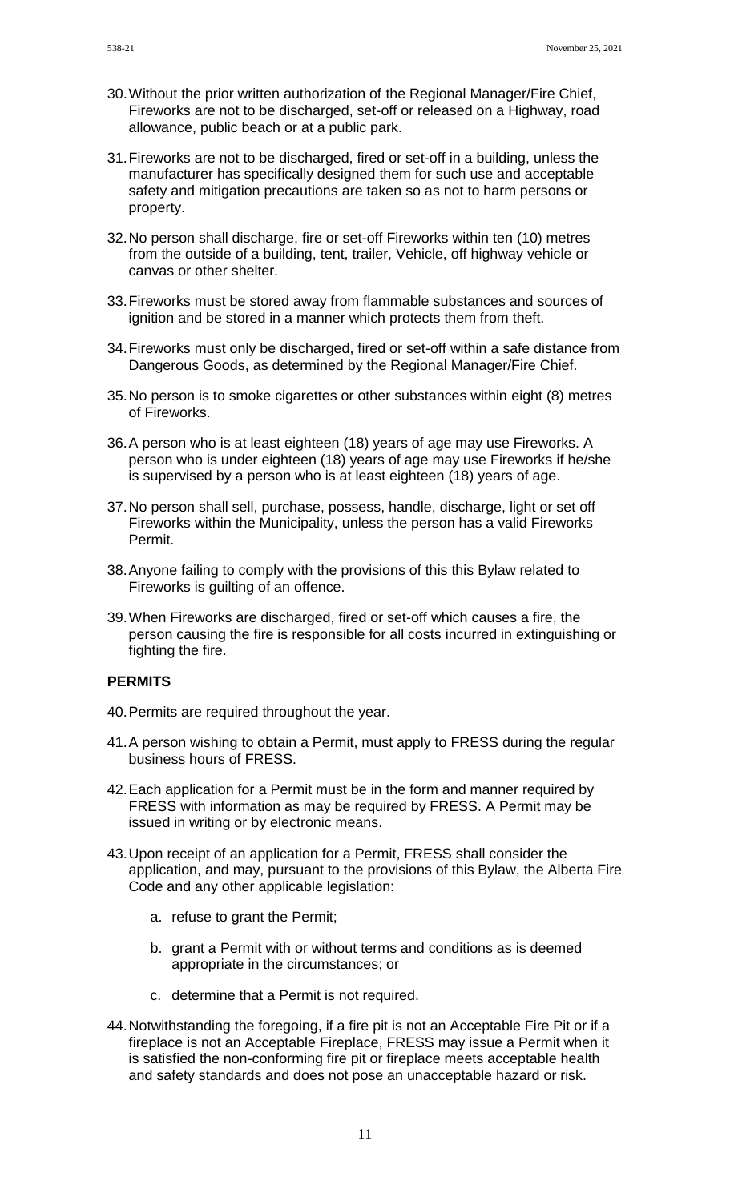30. Without the prior written authorization of the Regional Manager/Fire Chief, Fireworks are not to be discharged, set-off or released on a Highway, road allowance, public beach or at a public park.

31. Fireworks are not to be discharged, fired or set-off in a building, unless the manufacturer has specifically designed them for such use and acceptable safety and mitigation precautions are taken so as not to harm persons or property.

32. No person shall discharge, fire or set-off Fireworks within ten (10) metres from the outside of a building, tent, trailer, Vehicle, off highway vehicle or canvas or other shelter.

33. Fireworks must be stored away from flammable substances and sources of ignition and be stored in a manner which protects them from theft.

34. Fireworks must only be discharged, fired or set-off within a safe distance from Dangerous Goods, as determined by the Regional Manager/Fire Chief.

35. No person is to smoke cigarettes or other substances within eight (8) metres of Fireworks.

36. A person who is at least eighteen (18) years of age may use Fireworks. A person who is under eighteen (18) years of age may use Fireworks if he/she is supervised by a person who is at least eighteen (18) years of age.

37. No person shall sell, purchase, possess, handle, discharge, light or set off Fireworks within the Municipality, unless the person has a valid Fireworks Permit.

38. Anyone failing to comply with the provisions of this this Bylaw related to Fireworks is guilting of an offence.

39. When Fireworks are discharged, fired or set-off which causes a fire, the person causing the fire is responsible for all costs incurred in extinguishing or fighting the fire.

**PERMITS**

40. Permits are required throughout the year.

41. A person wishing to obtain a Permit, must apply to FRESS during the regular business hours of FRESS.

42. Each application for a Permit must be in the form and manner required by FRESS with information as may be required by FRESS. A Permit may be issued in writing or by electronic means.

43. Upon receipt of an application for a Permit, FRESS shall consider the application, and may, pursuant to the provisions of this Bylaw, the Alberta Fire Code and any other applicable legislation:

    a. refuse to grant the Permit;

    b. grant a Permit with or without terms and conditions as is deemed appropriate in the circumstances; or

    c. determine that a Permit is not required.

44. Notwithstanding the foregoing, if a fire pit is not an Acceptable Fire Pit or if a fireplace is not an Acceptable Fireplace, FRESS may issue a Permit when it is satisfied the non-conforming fire pit or fireplace meets acceptable health and safety standards and does not pose an unacceptable hazard or risk.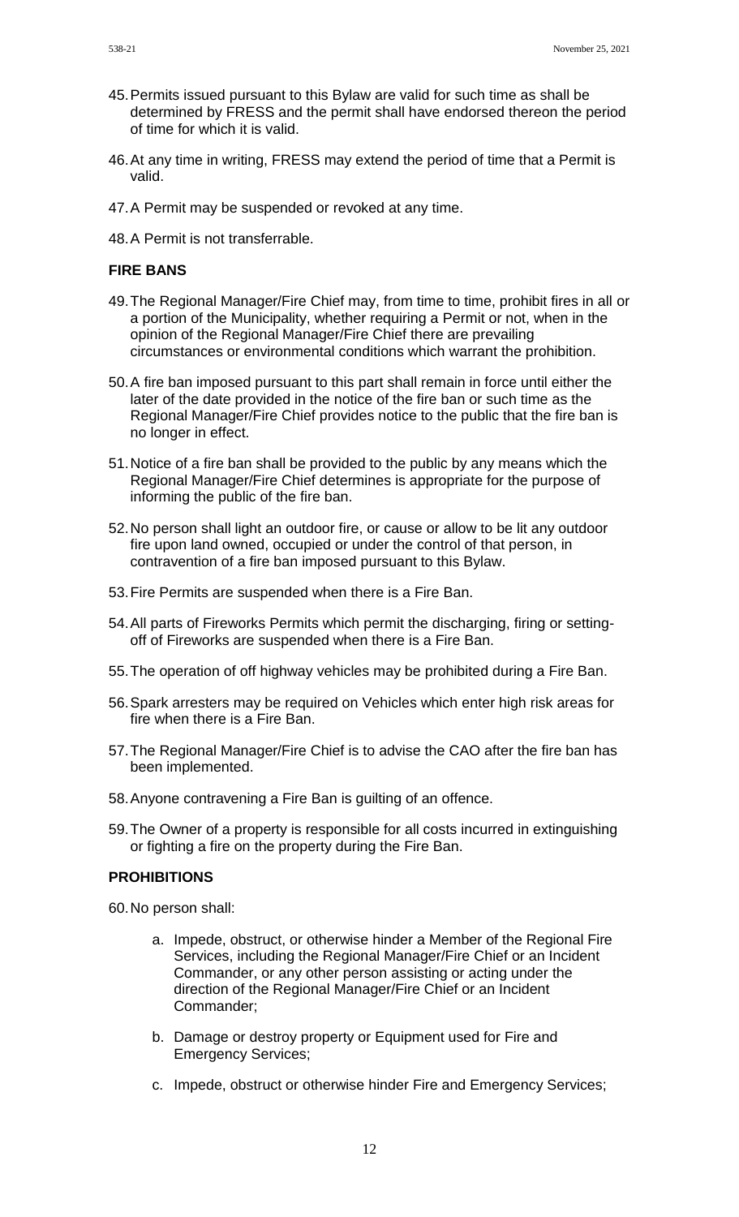45. Permits issued pursuant to this Bylaw are valid for such time as shall be determined by FRESS and the permit shall have endorsed thereon the period of time for which it is valid.

46. At any time in writing, FRESS may extend the period of time that a Permit is valid.

47. A Permit may be suspended or revoked at any time.

48. A Permit is not transferrable.

**FIRE BANS**

49. The Regional Manager/Fire Chief may, from time to time, prohibit fires in all or a portion of the Municipality, whether requiring a Permit or not, when in the opinion of the Regional Manager/Fire Chief there are prevailing circumstances or environmental conditions which warrant the prohibition.

50. A fire ban imposed pursuant to this part shall remain in force until either the later of the date provided in the notice of the fire ban or such time as the Regional Manager/Fire Chief provides notice to the public that the fire ban is no longer in effect.

51. Notice of a fire ban shall be provided to the public by any means which the Regional Manager/Fire Chief determines is appropriate for the purpose of informing the public of the fire ban.

52. No person shall light an outdoor fire, or cause or allow to be lit any outdoor fire upon land owned, occupied or under the control of that person, in contravention of a fire ban imposed pursuant to this Bylaw.

53. Fire Permits are suspended when there is a Fire Ban.

54. All parts of Fireworks Permits which permit the discharging, firing or setting-off of Fireworks are suspended when there is a Fire Ban.

55. The operation of off highway vehicles may be prohibited during a Fire Ban.

56. Spark arresters may be required on Vehicles which enter high risk areas for fire when there is a Fire Ban.

57. The Regional Manager/Fire Chief is to advise the CAO after the fire ban has been implemented.

58. Anyone contravening a Fire Ban is guilting of an offence.

59. The Owner of a property is responsible for all costs incurred in extinguishing or fighting a fire on the property during the Fire Ban.

**PROHIBITIONS**

60. No person shall:

    a. Impede, obstruct, or otherwise hinder a Member of the Regional Fire Services, including the Regional Manager/Fire Chief or an Incident Commander, or any other person assisting or acting under the direction of the Regional Manager/Fire Chief or an Incident Commander;

    b. Damage or destroy property or Equipment used for Fire and Emergency Services;

    c. Impede, obstruct or otherwise hinder Fire and Emergency Services;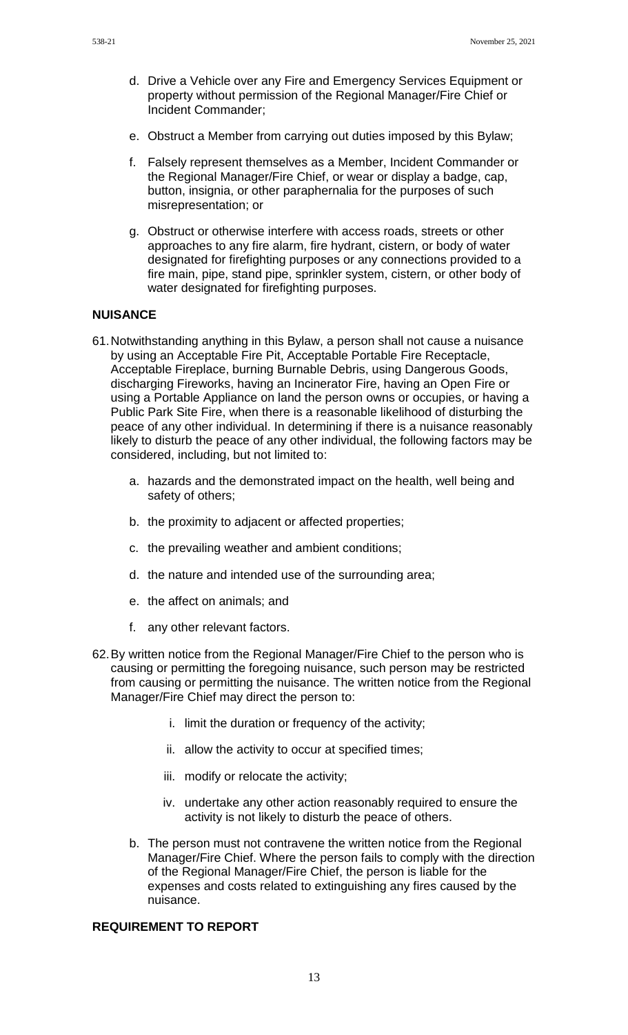d. Drive a Vehicle over any Fire and Emergency Services Equipment or property without permission of the Regional Manager/Fire Chief or Incident Commander;

e. Obstruct a Member from carrying out duties imposed by this Bylaw;

f. Falsely represent themselves as a Member, Incident Commander or the Regional Manager/Fire Chief, or wear or display a badge, cap, button, insignia, or other paraphernalia for the purposes of such misrepresentation; or

g. Obstruct or otherwise interfere with access roads, streets or other approaches to any fire alarm, fire hydrant, cistern, or body of water designated for firefighting purposes or any connections provided to a fire main, pipe, stand pipe, sprinkler system, cistern, or other body of water designated for firefighting purposes.

**NUISANCE**

61. Notwithstanding anything in this Bylaw, a person shall not cause a nuisance by using an Acceptable Fire Pit, Acceptable Portable Fire Receptacle, Acceptable Fireplace, burning Burnable Debris, using Dangerous Goods, discharging Fireworks, having an Incinerator Fire, having an Open Fire or using a Portable Appliance on land the person owns or occupies, or having a Public Park Site Fire, when there is a reasonable likelihood of disturbing the peace of any other individual. In determining if there is a nuisance reasonably likely to disturb the peace of any other individual, the following factors may be considered, including, but not limited to:

    a. hazards and the demonstrated impact on the health, well being and safety of others;

    b. the proximity to adjacent or affected properties;

    c. the prevailing weather and ambient conditions;

    d. the nature and intended use of the surrounding area;

    e. the affect on animals; and

    f. any other relevant factors.

62. By written notice from the Regional Manager/Fire Chief to the person who is causing or permitting the foregoing nuisance, such person may be restricted from causing or permitting the nuisance. The written notice from the Regional Manager/Fire Chief may direct the person to:

    i. limit the duration or frequency of the activity;

    ii. allow the activity to occur at specified times;

    iii. modify or relocate the activity;

    iv. undertake any other action reasonably required to ensure the activity is not likely to disturb the peace of others.

    b. The person must not contravene the written notice from the Regional Manager/Fire Chief. Where the person fails to comply with the direction of the Regional Manager/Fire Chief, the person is liable for the expenses and costs related to extinguishing any fires caused by the nuisance.

**REQUIREMENT TO REPORT**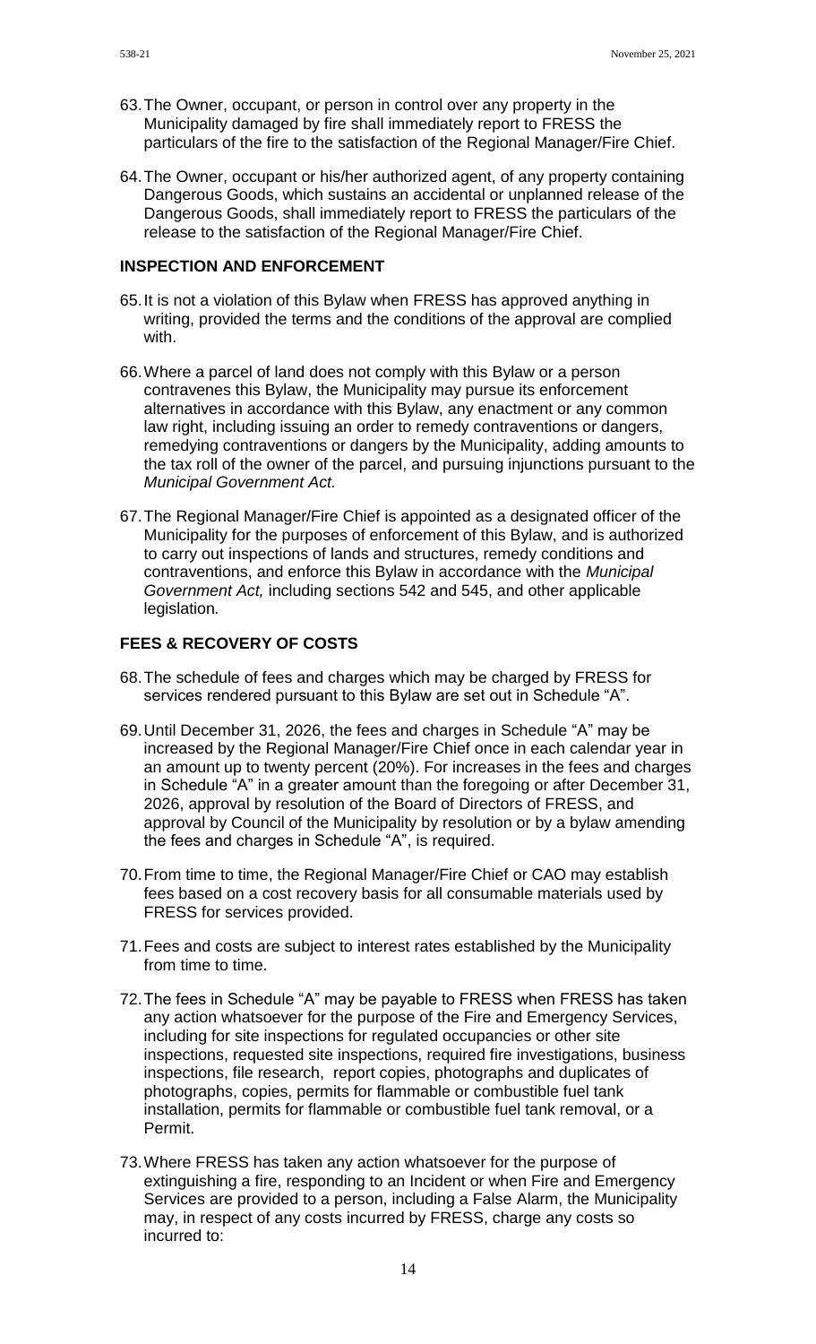63. The Owner, occupant, or person in control over any property in the Municipality damaged by fire shall immediately report to FRESS the particulars of the fire to the satisfaction of the Regional Manager/Fire Chief.

64. The Owner, occupant or his/her authorized agent, of any property containing Dangerous Goods, which sustains an accidental or unplanned release of the Dangerous Goods, shall immediately report to FRESS the particulars of the release to the satisfaction of the Regional Manager/Fire Chief.

## INSPECTION AND ENFORCEMENT

65. It is not a violation of this Bylaw when FRESS has approved anything in writing, provided the terms and the conditions of the approval are complied with.

66. Where a parcel of land does not comply with this Bylaw or a person contravenes this Bylaw, the Municipality may pursue its enforcement alternatives in accordance with this Bylaw, any enactment or any common law right, including issuing an order to remedy contraventions or dangers, remedying contraventions or dangers by the Municipality, adding amounts to the tax roll of the owner of the parcel, and pursuing injunctions pursuant to the *Municipal Government Act.*

67. The Regional Manager/Fire Chief is appointed as a designated officer of the Municipality for the purposes of enforcement of this Bylaw, and is authorized to carry out inspections of lands and structures, remedy conditions and contraventions, and enforce this Bylaw in accordance with the *Municipal Government Act,* including sections 542 and 545, and other applicable legislation*.*

## FEES & RECOVERY OF COSTS

68. The schedule of fees and charges which may be charged by FRESS for services rendered pursuant to this Bylaw are set out in Schedule "A".

69. Until December 31, 2026, the fees and charges in Schedule "A" may be increased by the Regional Manager/Fire Chief once in each calendar year in an amount up to twenty percent (20%). For increases in the fees and charges in Schedule "A" in a greater amount than the foregoing or after December 31, 2026, approval by resolution of the Board of Directors of FRESS, and approval by Council of the Municipality by resolution or by a bylaw amending the fees and charges in Schedule "A", is required.

70. From time to time, the Regional Manager/Fire Chief or CAO may establish fees based on a cost recovery basis for all consumable materials used by FRESS for services provided.

71. Fees and costs are subject to interest rates established by the Municipality from time to time.

72. The fees in Schedule "A" may be payable to FRESS when FRESS has taken any action whatsoever for the purpose of the Fire and Emergency Services, including for site inspections for regulated occupancies or other site inspections, requested site inspections, required fire investigations, business inspections, file research, report copies, photographs and duplicates of photographs, copies, permits for flammable or combustible fuel tank installation, permits for flammable or combustible fuel tank removal, or a Permit.

73. Where FRESS has taken any action whatsoever for the purpose of extinguishing a fire, responding to an Incident or when Fire and Emergency Services are provided to a person, including a False Alarm, the Municipality may, in respect of any costs incurred by FRESS, charge any costs so incurred to: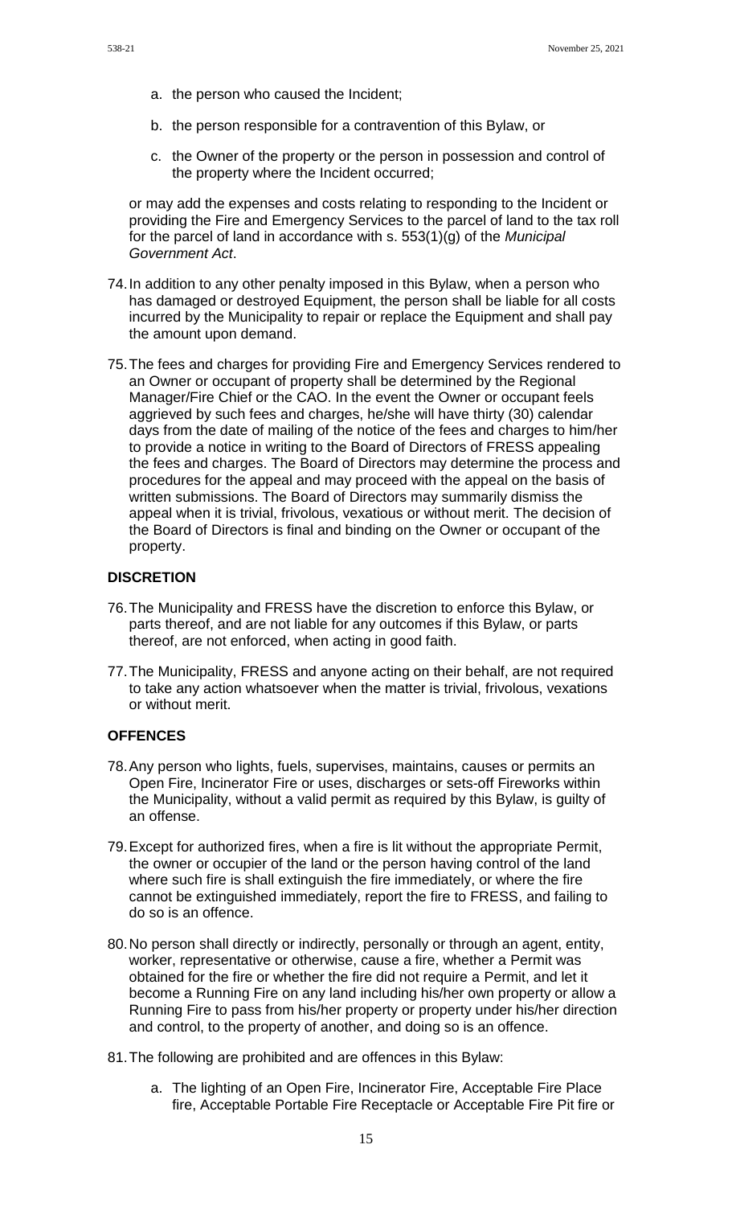a. the person who caused the Incident;

b. the person responsible for a contravention of this Bylaw, or

c. the Owner of the property or the person in possession and control of the property where the Incident occurred;

or may add the expenses and costs relating to responding to the Incident or providing the Fire and Emergency Services to the parcel of land to the tax roll for the parcel of land in accordance with s. 553(1)(g) of the *Municipal Government Act*.

74. In addition to any other penalty imposed in this Bylaw, when a person who has damaged or destroyed Equipment, the person shall be liable for all costs incurred by the Municipality to repair or replace the Equipment and shall pay the amount upon demand.

75. The fees and charges for providing Fire and Emergency Services rendered to an Owner or occupant of property shall be determined by the Regional Manager/Fire Chief or the CAO. In the event the Owner or occupant feels aggrieved by such fees and charges, he/she will have thirty (30) calendar days from the date of mailing of the notice of the fees and charges to him/her to provide a notice in writing to the Board of Directors of FRESS appealing the fees and charges. The Board of Directors may determine the process and procedures for the appeal and may proceed with the appeal on the basis of written submissions. The Board of Directors may summarily dismiss the appeal when it is trivial, frivolous, vexatious or without merit. The decision of the Board of Directors is final and binding on the Owner or occupant of the property.

**DISCRETION**

76. The Municipality and FRESS have the discretion to enforce this Bylaw, or parts thereof, and are not liable for any outcomes if this Bylaw, or parts thereof, are not enforced, when acting in good faith.

77. The Municipality, FRESS and anyone acting on their behalf, are not required to take any action whatsoever when the matter is trivial, frivolous, vexations or without merit.

**OFFENCES**

78. Any person who lights, fuels, supervises, maintains, causes or permits an Open Fire, Incinerator Fire or uses, discharges or sets-off Fireworks within the Municipality, without a valid permit as required by this Bylaw, is guilty of an offense.

79. Except for authorized fires, when a fire is lit without the appropriate Permit, the owner or occupier of the land or the person having control of the land where such fire is shall extinguish the fire immediately, or where the fire cannot be extinguished immediately, report the fire to FRESS, and failing to do so is an offence.

80. No person shall directly or indirectly, personally or through an agent, entity, worker, representative or otherwise, cause a fire, whether a Permit was obtained for the fire or whether the fire did not require a Permit, and let it become a Running Fire on any land including his/her own property or allow a Running Fire to pass from his/her property or property under his/her direction and control, to the property of another, and doing so is an offence.

81. The following are prohibited and are offences in this Bylaw:

a. The lighting of an Open Fire, Incinerator Fire, Acceptable Fire Place fire, Acceptable Portable Fire Receptacle or Acceptable Fire Pit fire or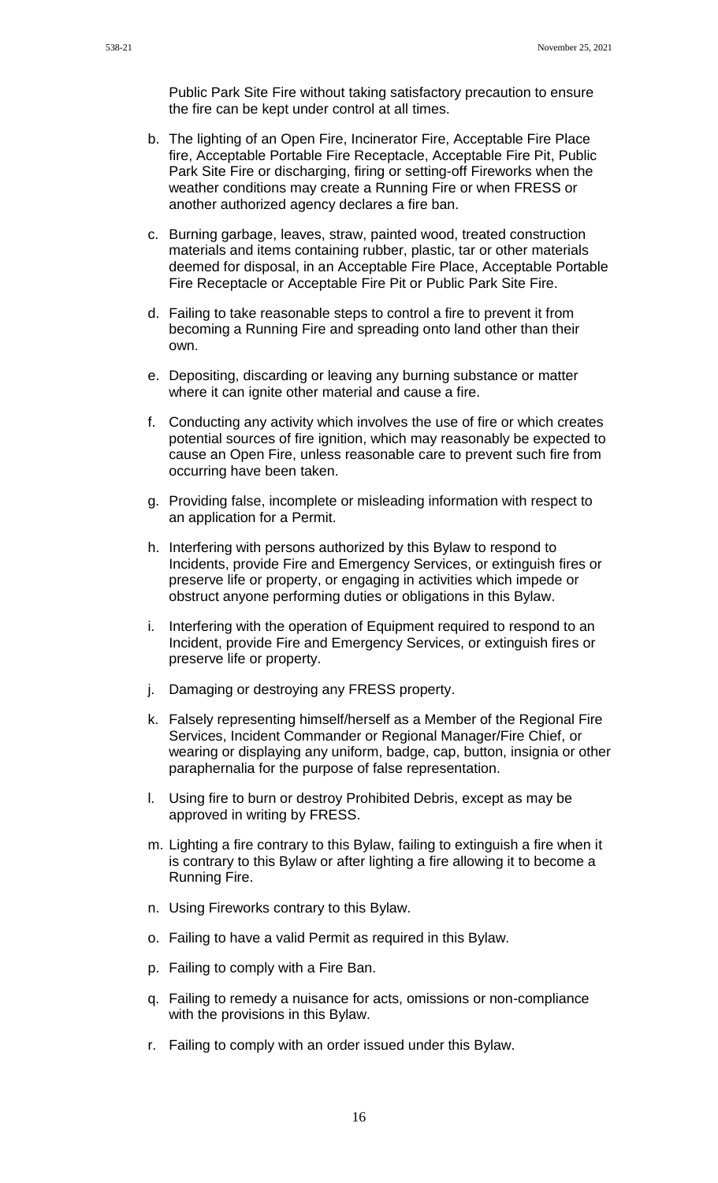Public Park Site Fire without taking satisfactory precaution to ensure the fire can be kept under control at all times.

b. The lighting of an Open Fire, Incinerator Fire, Acceptable Fire Place fire, Acceptable Portable Fire Receptacle, Acceptable Fire Pit, Public Park Site Fire or discharging, firing or setting-off Fireworks when the weather conditions may create a Running Fire or when FRESS or another authorized agency declares a fire ban.

c. Burning garbage, leaves, straw, painted wood, treated construction materials and items containing rubber, plastic, tar or other materials deemed for disposal, in an Acceptable Fire Place, Acceptable Portable Fire Receptacle or Acceptable Fire Pit or Public Park Site Fire.

d. Failing to take reasonable steps to control a fire to prevent it from becoming a Running Fire and spreading onto land other than their own.

e. Depositing, discarding or leaving any burning substance or matter where it can ignite other material and cause a fire.

f. Conducting any activity which involves the use of fire or which creates potential sources of fire ignition, which may reasonably be expected to cause an Open Fire, unless reasonable care to prevent such fire from occurring have been taken.

g. Providing false, incomplete or misleading information with respect to an application for a Permit.

h. Interfering with persons authorized by this Bylaw to respond to Incidents, provide Fire and Emergency Services, or extinguish fires or preserve life or property, or engaging in activities which impede or obstruct anyone performing duties or obligations in this Bylaw.

i. Interfering with the operation of Equipment required to respond to an Incident, provide Fire and Emergency Services, or extinguish fires or preserve life or property.

j. Damaging or destroying any FRESS property.

k. Falsely representing himself/herself as a Member of the Regional Fire Services, Incident Commander or Regional Manager/Fire Chief, or wearing or displaying any uniform, badge, cap, button, insignia or other paraphernalia for the purpose of false representation.

l. Using fire to burn or destroy Prohibited Debris, except as may be approved in writing by FRESS.

m. Lighting a fire contrary to this Bylaw, failing to extinguish a fire when it is contrary to this Bylaw or after lighting a fire allowing it to become a Running Fire.

n. Using Fireworks contrary to this Bylaw.

o. Failing to have a valid Permit as required in this Bylaw.

p. Failing to comply with a Fire Ban.

q. Failing to remedy a nuisance for acts, omissions or non-compliance with the provisions in this Bylaw.

r. Failing to comply with an order issued under this Bylaw.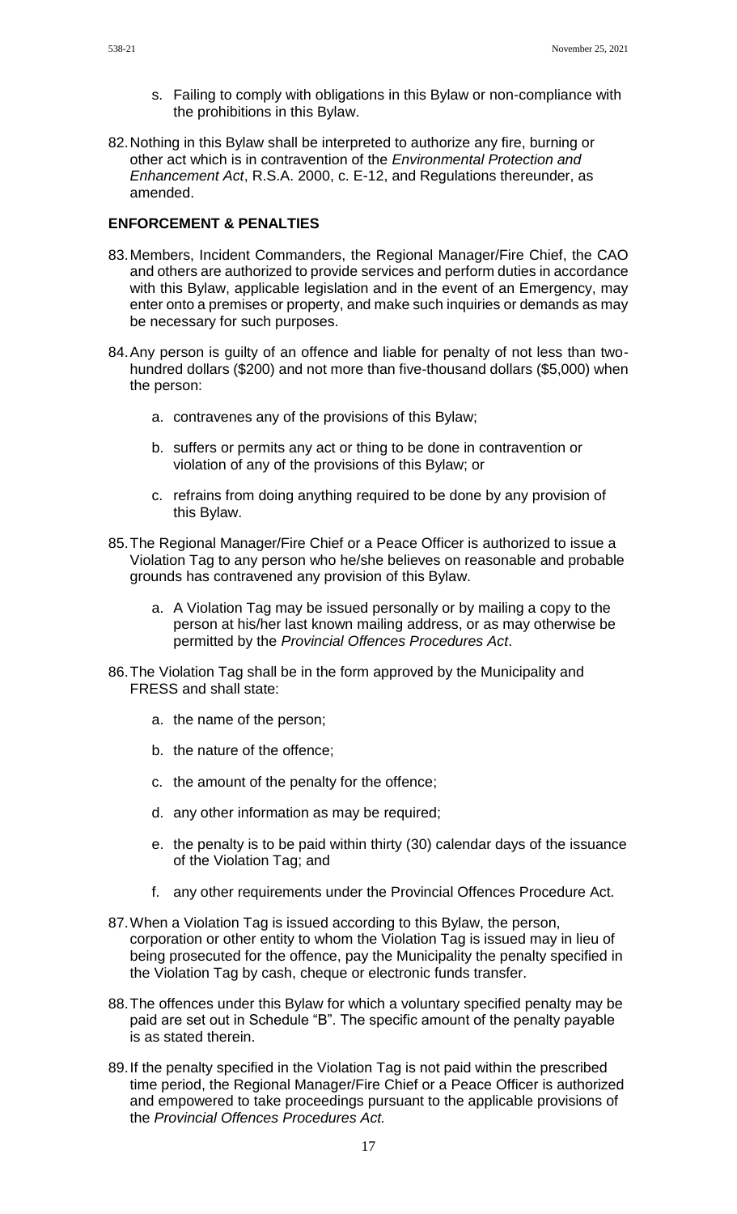s. Failing to comply with obligations in this Bylaw or non-compliance with the prohibitions in this Bylaw.

82. Nothing in this Bylaw shall be interpreted to authorize any fire, burning or other act which is in contravention of the *Environmental Protection and Enhancement Act*, R.S.A. 2000, c. E-12, and Regulations thereunder, as amended.

**ENFORCEMENT & PENALTIES**

83. Members, Incident Commanders, the Regional Manager/Fire Chief, the CAO and others are authorized to provide services and perform duties in accordance with this Bylaw, applicable legislation and in the event of an Emergency, may enter onto a premises or property, and make such inquiries or demands as may be necessary for such purposes.

84. Any person is guilty of an offence and liable for penalty of not less than two-hundred dollars ($200) and not more than five-thousand dollars ($5,000) when the person:

   a. contravenes any of the provisions of this Bylaw;

   b. suffers or permits any act or thing to be done in contravention or violation of any of the provisions of this Bylaw; or

   c. refrains from doing anything required to be done by any provision of this Bylaw.

85. The Regional Manager/Fire Chief or a Peace Officer is authorized to issue a Violation Tag to any person who he/she believes on reasonable and probable grounds has contravened any provision of this Bylaw.

   a. A Violation Tag may be issued personally or by mailing a copy to the person at his/her last known mailing address, or as may otherwise be permitted by the *Provincial Offences Procedures Act*.

86. The Violation Tag shall be in the form approved by the Municipality and FRESS and shall state:

   a. the name of the person;

   b. the nature of the offence;

   c. the amount of the penalty for the offence;

   d. any other information as may be required;

   e. the penalty is to be paid within thirty (30) calendar days of the issuance of the Violation Tag; and

   f. any other requirements under the Provincial Offences Procedure Act.

87. When a Violation Tag is issued according to this Bylaw, the person, corporation or other entity to whom the Violation Tag is issued may in lieu of being prosecuted for the offence, pay the Municipality the penalty specified in the Violation Tag by cash, cheque or electronic funds transfer.

88. The offences under this Bylaw for which a voluntary specified penalty may be paid are set out in Schedule "B". The specific amount of the penalty payable is as stated therein.

89. If the penalty specified in the Violation Tag is not paid within the prescribed time period, the Regional Manager/Fire Chief or a Peace Officer is authorized and empowered to take proceedings pursuant to the applicable provisions of the *Provincial Offences Procedures Act.*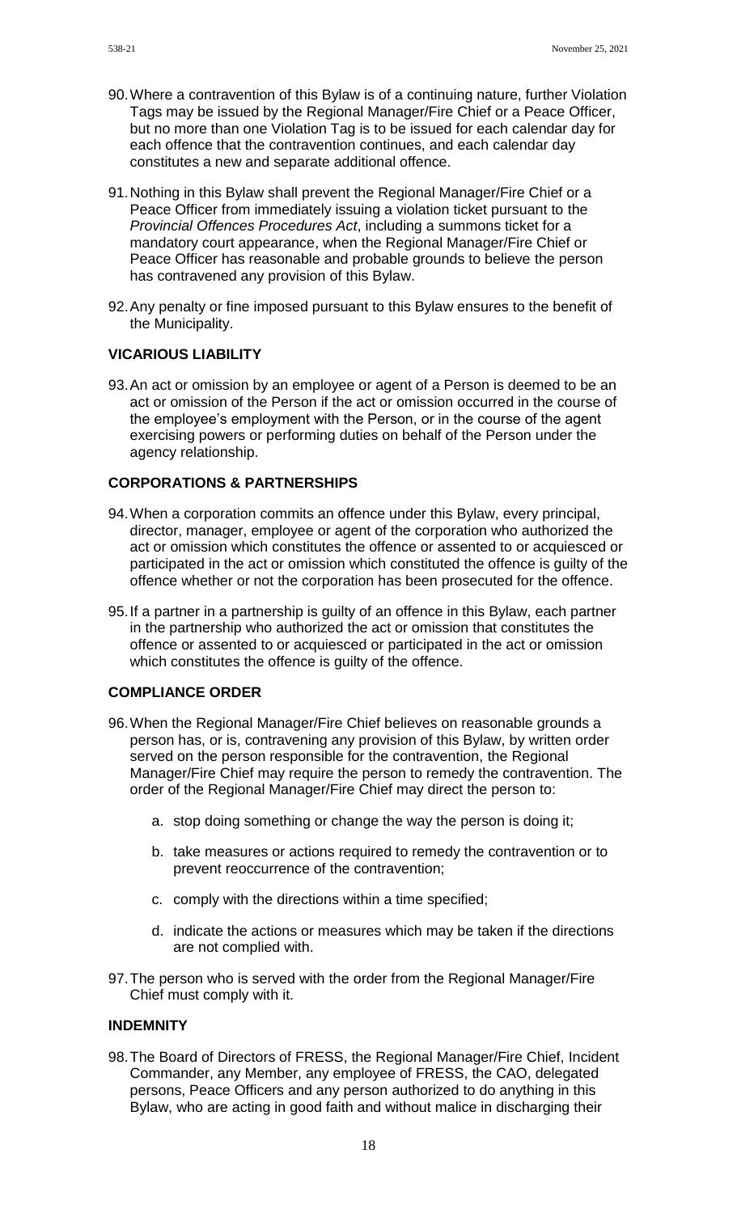90. Where a contravention of this Bylaw is of a continuing nature, further Violation Tags may be issued by the Regional Manager/Fire Chief or a Peace Officer, but no more than one Violation Tag is to be issued for each calendar day for each offence that the contravention continues, and each calendar day constitutes a new and separate additional offence.

91. Nothing in this Bylaw shall prevent the Regional Manager/Fire Chief or a Peace Officer from immediately issuing a violation ticket pursuant to the *Provincial Offences Procedures Act*, including a summons ticket for a mandatory court appearance, when the Regional Manager/Fire Chief or Peace Officer has reasonable and probable grounds to believe the person has contravened any provision of this Bylaw.

92. Any penalty or fine imposed pursuant to this Bylaw ensures to the benefit of the Municipality.

**VICARIOUS LIABILITY**

93. An act or omission by an employee or agent of a Person is deemed to be an act or omission of the Person if the act or omission occurred in the course of the employee's employment with the Person, or in the course of the agent exercising powers or performing duties on behalf of the Person under the agency relationship.

**CORPORATIONS & PARTNERSHIPS**

94. When a corporation commits an offence under this Bylaw, every principal, director, manager, employee or agent of the corporation who authorized the act or omission which constitutes the offence or assented to or acquiesced or participated in the act or omission which constituted the offence is guilty of the offence whether or not the corporation has been prosecuted for the offence.

95. If a partner in a partnership is guilty of an offence in this Bylaw, each partner in the partnership who authorized the act or omission that constitutes the offence or assented to or acquiesced or participated in the act or omission which constitutes the offence is guilty of the offence.

**COMPLIANCE ORDER**

96. When the Regional Manager/Fire Chief believes on reasonable grounds a person has, or is, contravening any provision of this Bylaw, by written order served on the person responsible for the contravention, the Regional Manager/Fire Chief may require the person to remedy the contravention. The order of the Regional Manager/Fire Chief may direct the person to:

    a. stop doing something or change the way the person is doing it;

    b. take measures or actions required to remedy the contravention or to prevent reoccurrence of the contravention;

    c. comply with the directions within a time specified;

    d. indicate the actions or measures which may be taken if the directions are not complied with.

97. The person who is served with the order from the Regional Manager/Fire Chief must comply with it.

**INDEMNITY**

98. The Board of Directors of FRESS, the Regional Manager/Fire Chief, Incident Commander, any Member, any employee of FRESS, the CAO, delegated persons, Peace Officers and any person authorized to do anything in this Bylaw, who are acting in good faith and without malice in discharging their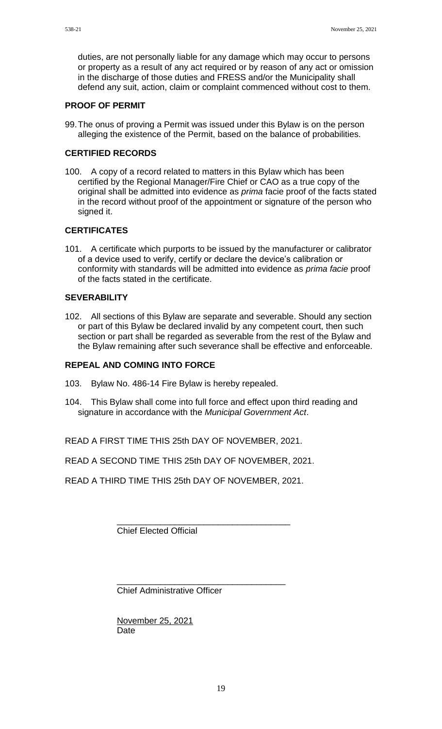duties, are not personally liable for any damage which may occur to persons or property as a result of any act required or by reason of any act or omission in the discharge of those duties and FRESS and/or the Municipality shall defend any suit, action, claim or complaint commenced without cost to them.

## PROOF OF PERMIT

99. The onus of proving a Permit was issued under this Bylaw is on the person alleging the existence of the Permit, based on the balance of probabilities.

## CERTIFIED RECORDS

100. A copy of a record related to matters in this Bylaw which has been certified by the Regional Manager/Fire Chief or CAO as a true copy of the original shall be admitted into evidence as *prima* facie proof of the facts stated in the record without proof of the appointment or signature of the person who signed it.

## CERTIFICATES

101. A certificate which purports to be issued by the manufacturer or calibrator of a device used to verify, certify or declare the device's calibration or conformity with standards will be admitted into evidence as *prima facie* proof of the facts stated in the certificate.

## SEVERABILITY

102. All sections of this Bylaw are separate and severable. Should any section or part of this Bylaw be declared invalid by any competent court, then such section or part shall be regarded as severable from the rest of the Bylaw and the Bylaw remaining after such severance shall be effective and enforceable.

## REPEAL AND COMING INTO FORCE

103. Bylaw No. 486-14 Fire Bylaw is hereby repealed.

104. This Bylaw shall come into full force and effect upon third reading and signature in accordance with the *Municipal Government Act*.

READ A FIRST TIME THIS 25th DAY OF NOVEMBER, 2021.

READ A SECOND TIME THIS 25th DAY OF NOVEMBER, 2021.

READ A THIRD TIME THIS 25th DAY OF NOVEMBER, 2021.

\_\_\_\_\_\_\_\_\_\_\_\_\_\_\_\_\_\_\_\_\_\_\_\_\_\_\_\_\_\_\_\_\_\_\_\_
Chief Elected Official

\_\_\_\_\_\_\_\_\_\_\_\_\_\_\_\_\_\_\_\_\_\_\_\_\_\_\_\_\_\_\_\_\_\_\_\_
Chief Administrative Officer

November 25, 2021
Date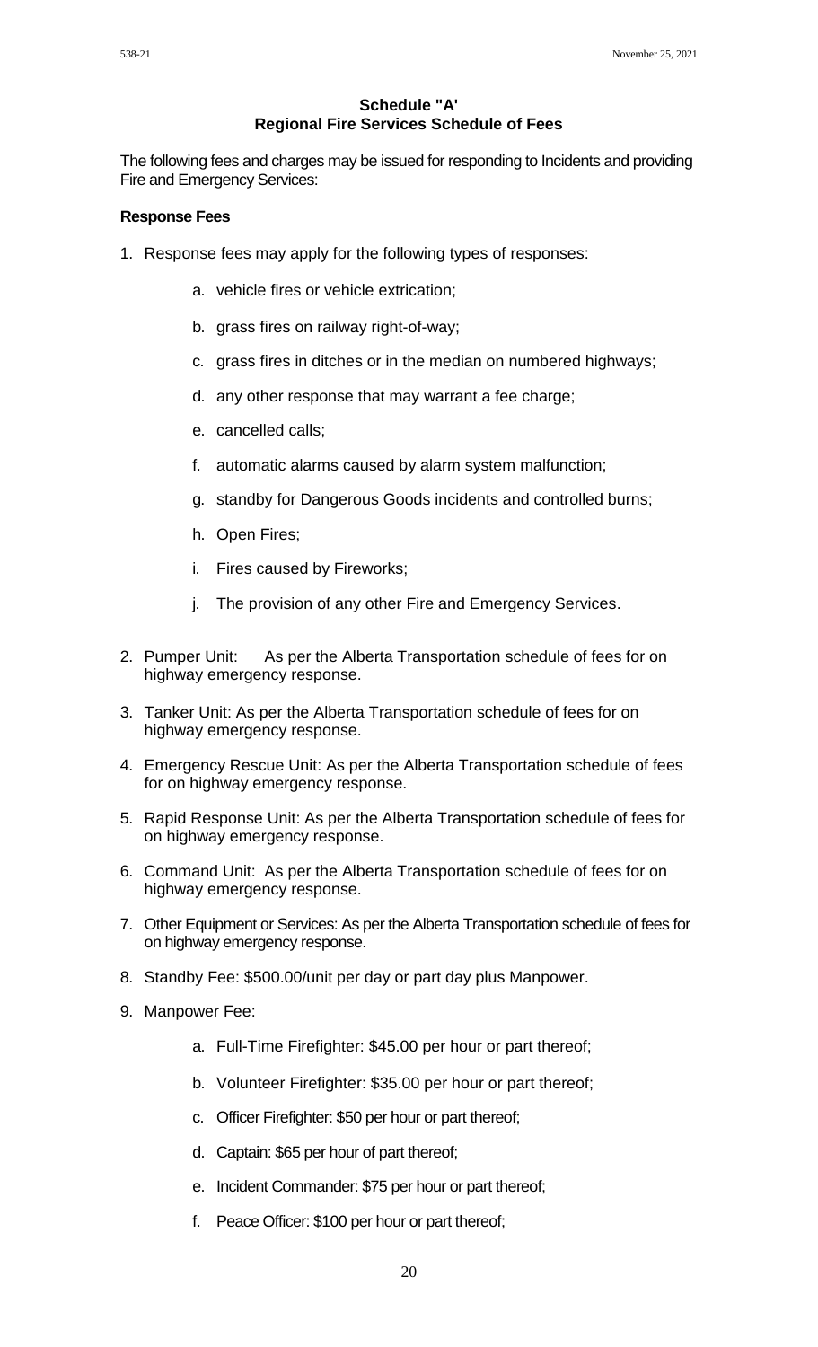## Schedule "A'
## Regional Fire Services Schedule of Fees

The following fees and charges may be issued for responding to Incidents and providing Fire and Emergency Services:

**Response Fees**

1. Response fees may apply for the following types of responses:

    a. vehicle fires or vehicle extrication;

    b. grass fires on railway right-of-way;

    c. grass fires in ditches or in the median on numbered highways;

    d. any other response that may warrant a fee charge;

    e. cancelled calls;

    f. automatic alarms caused by alarm system malfunction;

    g. standby for Dangerous Goods incidents and controlled burns;

    h. Open Fires;

    i. Fires caused by Fireworks;

    j. The provision of any other Fire and Emergency Services.

2. Pumper Unit: As per the Alberta Transportation schedule of fees for on highway emergency response.

3. Tanker Unit: As per the Alberta Transportation schedule of fees for on highway emergency response.

4. Emergency Rescue Unit: As per the Alberta Transportation schedule of fees for on highway emergency response.

5. Rapid Response Unit: As per the Alberta Transportation schedule of fees for on highway emergency response.

6. Command Unit: As per the Alberta Transportation schedule of fees for on highway emergency response.

7. Other Equipment or Services: As per the Alberta Transportation schedule of fees for on highway emergency response.

8. Standby Fee: $500.00/unit per day or part day plus Manpower.

9. Manpower Fee:

    a. Full-Time Firefighter: $45.00 per hour or part thereof;

    b. Volunteer Firefighter: $35.00 per hour or part thereof;

    c. Officer Firefighter: $50 per hour or part thereof;

    d. Captain: $65 per hour of part thereof;

    e. Incident Commander: $75 per hour or part thereof;

    f. Peace Officer: $100 per hour or part thereof;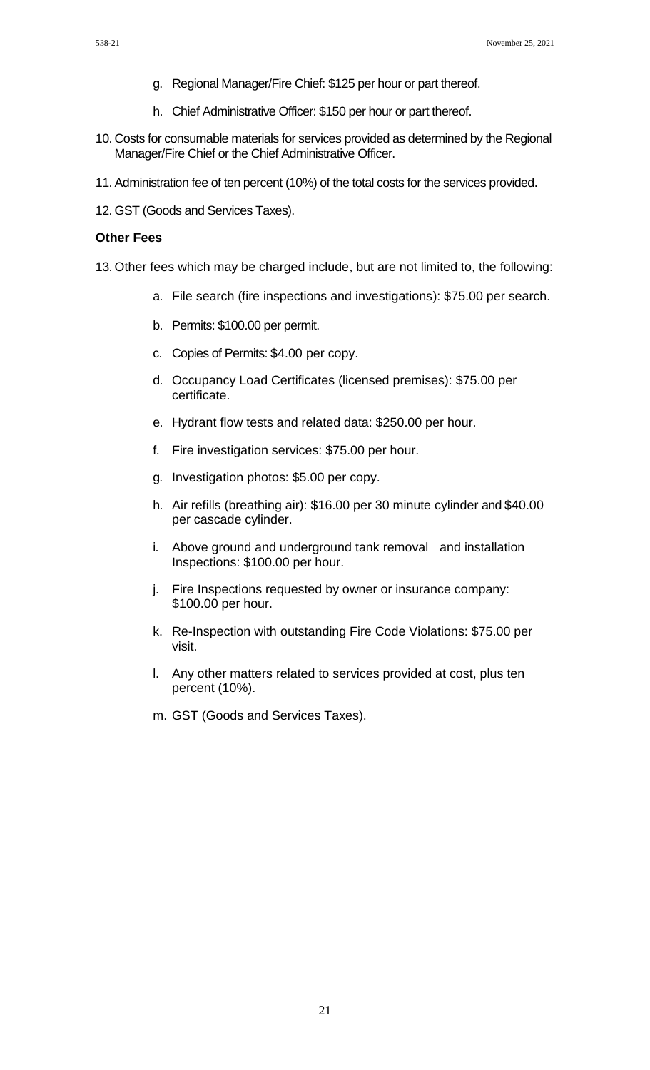g. Regional Manager/Fire Chief: $125 per hour or part thereof.

h. Chief Administrative Officer: $150 per hour or part thereof.

10. Costs for consumable materials for services provided as determined by the Regional Manager/Fire Chief or the Chief Administrative Officer.

11. Administration fee of ten percent (10%) of the total costs for the services provided.

12. GST (Goods and Services Taxes).

**Other Fees**

13. Other fees which may be charged include, but are not limited to, the following:

    a. File search (fire inspections and investigations): $75.00 per search.

    b. Permits: $100.00 per permit.

    c. Copies of Permits: $4.00 per copy.

    d. Occupancy Load Certificates (licensed premises): $75.00 per certificate.

    e. Hydrant flow tests and related data: $250.00 per hour.

    f. Fire investigation services: $75.00 per hour.

    g. Investigation photos: $5.00 per copy.

    h. Air refills (breathing air): $16.00 per 30 minute cylinder and $40.00 per cascade cylinder.

    i. Above ground and underground tank removal and installation Inspections: $100.00 per hour.

    j. Fire Inspections requested by owner or insurance company: $100.00 per hour.

    k. Re-Inspection with outstanding Fire Code Violations: $75.00 per visit.

    l. Any other matters related to services provided at cost, plus ten percent (10%).

    m. GST (Goods and Services Taxes).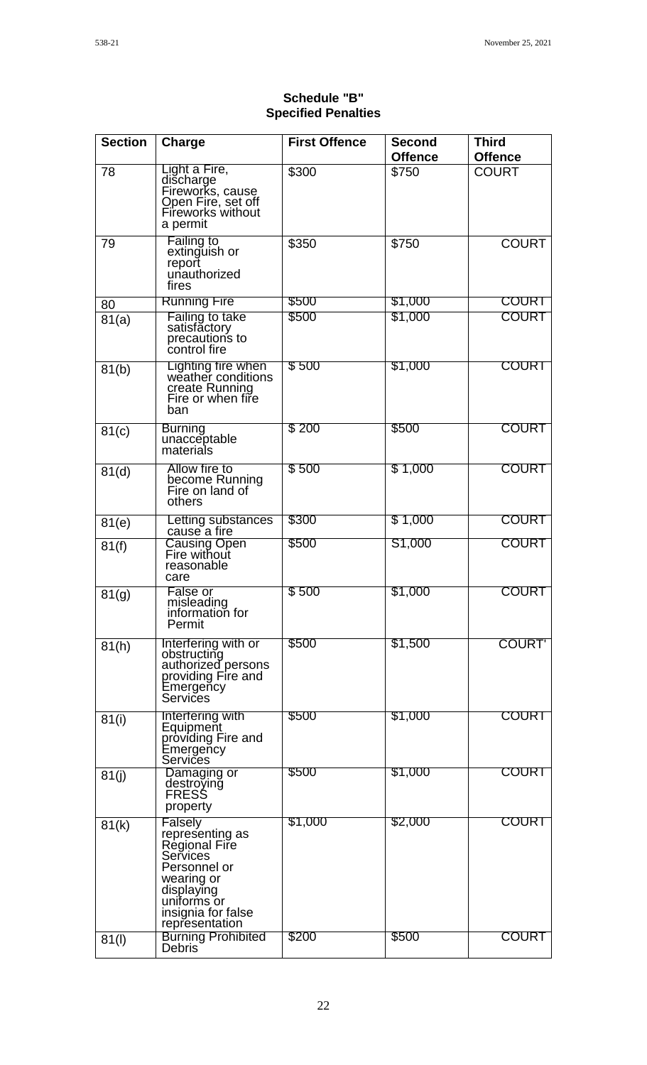**Schedule "B"**
**Specified Penalties**

| Section | Charge | First Offence | Second Offence | Third Offence |
|---|---|---|---|---|
| 78 | Light a Fire, discharge Fireworks, cause Open Fire, set off Fireworks without a permit | $300 | $750 | COURT |
| 79 | Failing to extinguish or report unauthorized fires | $350 | $750 | COURT |
| 80 | Running Fire | $500 | $1,000 | COURT |
| 81(a) | Failing to take satisfactory precautions to control fire | $500 | $1,000 | COURT |
| 81(b) | Lighting fire when weather conditions create Running Fire or when fire ban | $ 500 | $1,000 | COURT |
| 81(c) | Burning unacceptable materials | $ 200 | $500 | COURT |
| 81(d) | Allow fire to become Running Fire on land of others | $ 500 | $ 1,000 | COURT |
| 81(e) | Letting substances cause a fire | $300 | $ 1,000 | COURT |
| 81(f) | Causing Open Fire without reasonable care | $500 | S1,000 | COURT |
| 81(g) | False or misleading information for Permit | $ 500 | $1,000 | COURT |
| 81(h) | Interfering with or obstructing authorized persons providing Fire and Emergency Services | $500 | $1,500 | COURT' |
| 81(i) | Interfering with Equipment providing Fire and Emergency Services | $500 | $1,000 | COURT |
| 81(j) | Damaging or destroying FRESS property | $500 | $1,000 | COURT |
| 81(k) | Falsely representing as Regional Fire Services Personnel or wearing or displaying uniforms or insignia for false representation | $1,000 | $2,000 | COURT |
| 81(l) | Burning Prohibited Debris | $200 | $500 | COURT |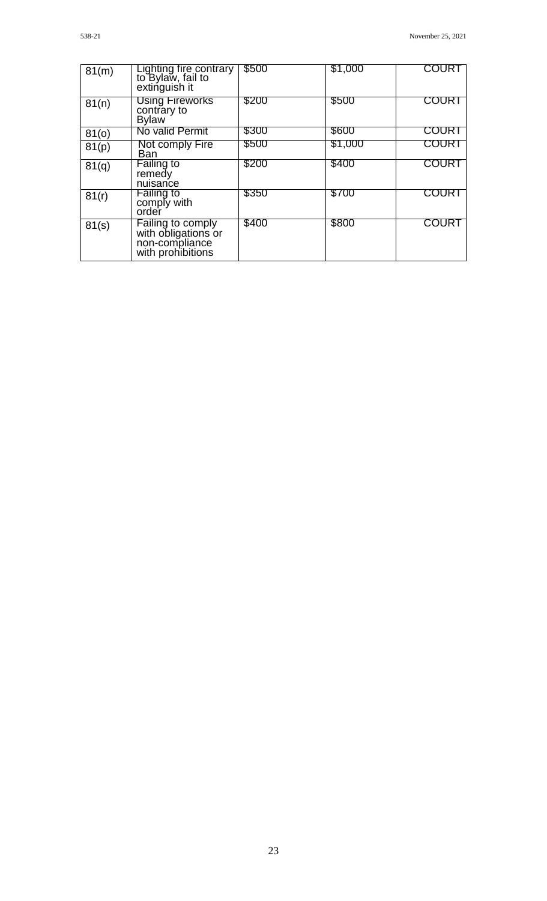| | | | | |
|---|---|---|---|---|
| 81(m) | Lighting fire contrary to Bylaw, fail to extinguish it | $500 | $1,000 | COURT |
| 81(n) | Using Fireworks contrary to Bylaw | $200 | $500 | COURT |
| 81(o) | No valid Permit | $300 | $600 | COURT |
| 81(p) | Not comply Fire Ban | $500 | $1,000 | COURT |
| 81(q) | Failing to remedy nuisance | $200 | $400 | COURT |
| 81(r) | Failing to comply with order | $350 | $700 | COURT |
| 81(s) | Failing to comply with obligations or non-compliance with prohibitions | $400 | $800 | COURT |